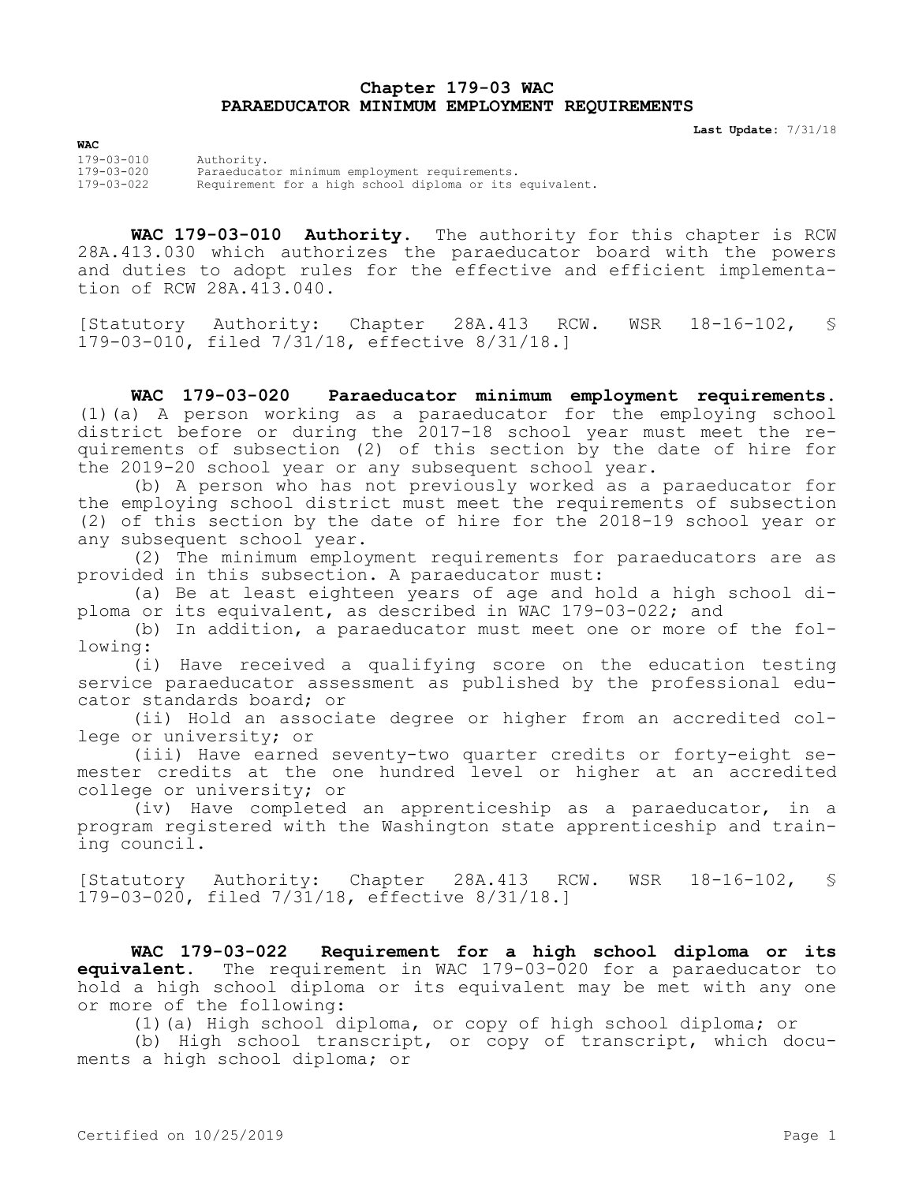# Chapter 179-03 WAC
# PARAEDUCATOR MINIMUM EMPLOYMENT REQUIREMENTS

**Last Update:** 7/31/18

**WAC**

| | |
|---|---|
| 179-03-010 | Authority. |
| 179-03-020 | Paraeducator minimum employment requirements. |
| 179-03-022 | Requirement for a high school diploma or its equivalent. |

**WAC 179-03-010 Authority.** The authority for this chapter is RCW 28A.413.030 which authorizes the paraeducator board with the powers and duties to adopt rules for the effective and efficient implementation of RCW 28A.413.040.

[Statutory Authority: Chapter 28A.413 RCW. WSR 18-16-102, § 179-03-010, filed 7/31/18, effective 8/31/18.]

**WAC 179-03-020 Paraeducator minimum employment requirements.** (1)(a) A person working as a paraeducator for the employing school district before or during the 2017-18 school year must meet the requirements of subsection (2) of this section by the date of hire for the 2019-20 school year or any subsequent school year.

(b) A person who has not previously worked as a paraeducator for the employing school district must meet the requirements of subsection (2) of this section by the date of hire for the 2018-19 school year or any subsequent school year.

(2) The minimum employment requirements for paraeducators are as provided in this subsection. A paraeducator must:

(a) Be at least eighteen years of age and hold a high school diploma or its equivalent, as described in WAC 179-03-022; and

(b) In addition, a paraeducator must meet one or more of the following:

(i) Have received a qualifying score on the education testing service paraeducator assessment as published by the professional educator standards board; or

(ii) Hold an associate degree or higher from an accredited college or university; or

(iii) Have earned seventy-two quarter credits or forty-eight semester credits at the one hundred level or higher at an accredited college or university; or

(iv) Have completed an apprenticeship as a paraeducator, in a program registered with the Washington state apprenticeship and training council.

[Statutory Authority: Chapter 28A.413 RCW. WSR 18-16-102, § 179-03-020, filed 7/31/18, effective 8/31/18.]

**WAC 179-03-022 Requirement for a high school diploma or its equivalent.** The requirement in WAC 179-03-020 for a paraeducator to hold a high school diploma or its equivalent may be met with any one or more of the following:

(1)(a) High school diploma, or copy of high school diploma; or

(b) High school transcript, or copy of transcript, which documents a high school diploma; or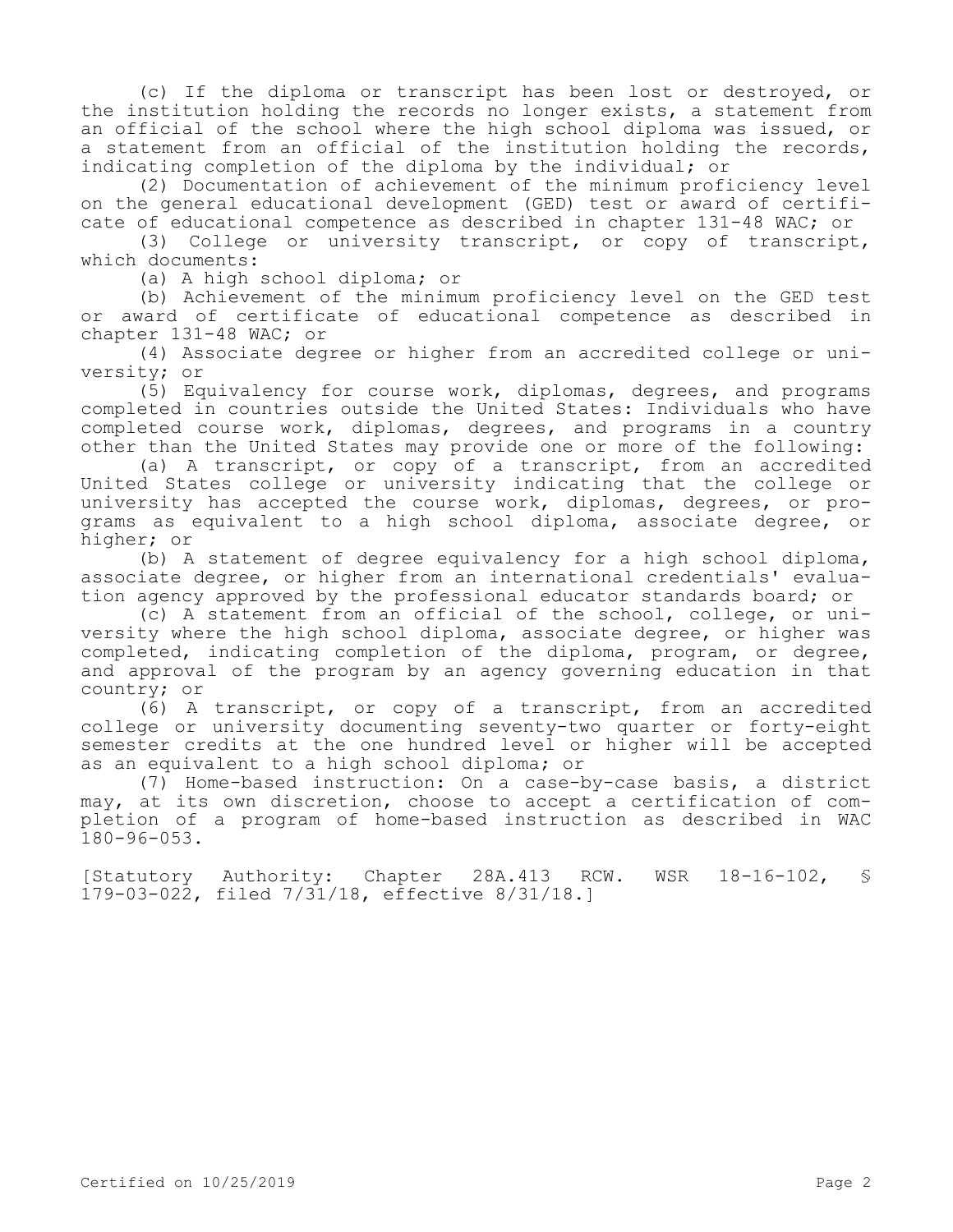(c) If the diploma or transcript has been lost or destroyed, or the institution holding the records no longer exists, a statement from an official of the school where the high school diploma was issued, or a statement from an official of the institution holding the records, indicating completion of the diploma by the individual; or

(2) Documentation of achievement of the minimum proficiency level on the general educational development (GED) test or award of certificate of educational competence as described in chapter 131-48 WAC; or

(3) College or university transcript, or copy of transcript, which documents:

(a) A high school diploma; or

(b) Achievement of the minimum proficiency level on the GED test or award of certificate of educational competence as described in chapter 131-48 WAC; or

(4) Associate degree or higher from an accredited college or university; or

(5) Equivalency for course work, diplomas, degrees, and programs completed in countries outside the United States: Individuals who have completed course work, diplomas, degrees, and programs in a country other than the United States may provide one or more of the following:

(a) A transcript, or copy of a transcript, from an accredited United States college or university indicating that the college or university has accepted the course work, diplomas, degrees, or programs as equivalent to a high school diploma, associate degree, or higher; or

(b) A statement of degree equivalency for a high school diploma, associate degree, or higher from an international credentials' evaluation agency approved by the professional educator standards board; or

(c) A statement from an official of the school, college, or university where the high school diploma, associate degree, or higher was completed, indicating completion of the diploma, program, or degree, and approval of the program by an agency governing education in that country; or

(6) A transcript, or copy of a transcript, from an accredited college or university documenting seventy-two quarter or forty-eight semester credits at the one hundred level or higher will be accepted as an equivalent to a high school diploma; or

(7) Home-based instruction: On a case-by-case basis, a district may, at its own discretion, choose to accept a certification of completion of a program of home-based instruction as described in WAC 180-96-053.

[Statutory Authority: Chapter 28A.413 RCW. WSR 18-16-102, § 179-03-022, filed 7/31/18, effective 8/31/18.]